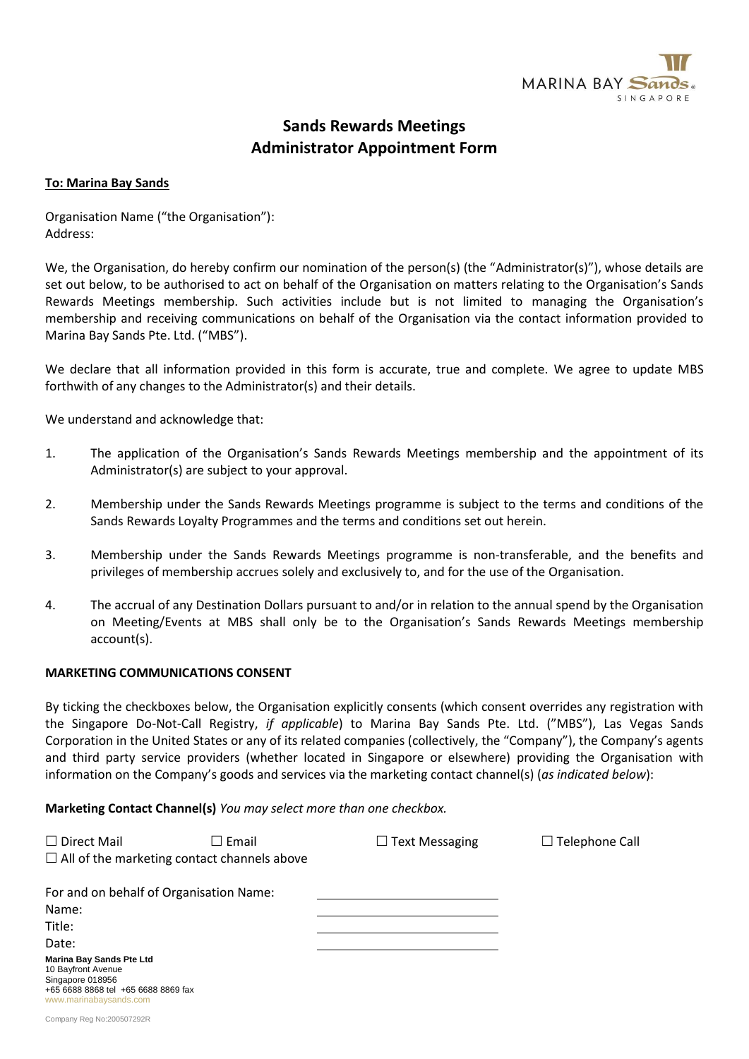# Sands Rewards Meetings
# Administrator Appointment Form

**To: Marina Bay Sands**

Organisation Name ("the Organisation"):
Address:

We, the Organisation, do hereby confirm our nomination of the person(s) (the "Administrator(s)"), whose details are set out below, to be authorised to act on behalf of the Organisation on matters relating to the Organisation's Sands Rewards Meetings membership. Such activities include but is not limited to managing the Organisation's membership and receiving communications on behalf of the Organisation via the contact information provided to Marina Bay Sands Pte. Ltd. ("MBS").

We declare that all information provided in this form is accurate, true and complete. We agree to update MBS forthwith of any changes to the Administrator(s) and their details.

We understand and acknowledge that:

1. The application of the Organisation's Sands Rewards Meetings membership and the appointment of its Administrator(s) are subject to your approval.

2. Membership under the Sands Rewards Meetings programme is subject to the terms and conditions of the Sands Rewards Loyalty Programmes and the terms and conditions set out herein.

3. Membership under the Sands Rewards Meetings programme is non-transferable, and the benefits and privileges of membership accrues solely and exclusively to, and for the use of the Organisation.

4. The accrual of any Destination Dollars pursuant to and/or in relation to the annual spend by the Organisation on Meeting/Events at MBS shall only be to the Organisation's Sands Rewards Meetings membership account(s).

**MARKETING COMMUNICATIONS CONSENT**

By ticking the checkboxes below, the Organisation explicitly consents (which consent overrides any registration with the Singapore Do-Not-Call Registry, *if applicable*) to Marina Bay Sands Pte. Ltd. ("MBS"), Las Vegas Sands Corporation in the United States or any of its related companies (collectively, the "Company"), the Company's agents and third party service providers (whether located in Singapore or elsewhere) providing the Organisation with information on the Company's goods and services via the marketing contact channel(s) (*as indicated below*):

**Marketing Contact Channel(s)** *You may select more than one checkbox.*

☐ Direct Mail ☐ Email ☐ Text Messaging ☐ Telephone Call
☐ All of the marketing contact channels above

For and on behalf of Organisation Name: ____________________
Name: ____________________
Title: ____________________
Date: ____________________

**Marina Bay Sands Pte Ltd**
10 Bayfront Avenue
Singapore 018956
+65 6688 8868 tel +65 6688 8869 fax
www.marinabaysands.com

Company Reg No:200507292R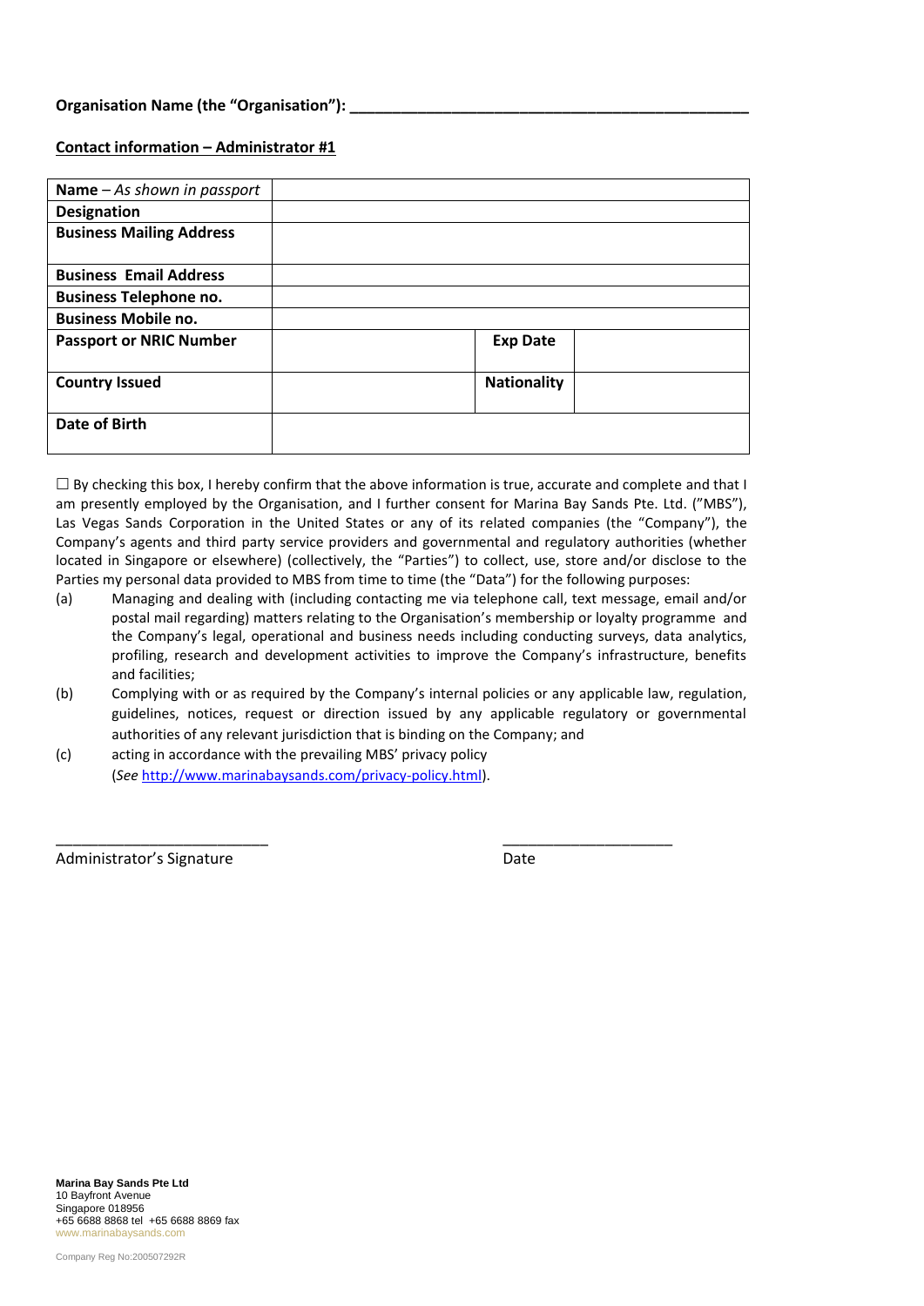**Organisation Name (the "Organisation"): ________________________________________________**

**Contact information – Administrator #1**

| **Name** – *As shown in passport* | | | |
|---|---|---|---|
| **Designation** | | | |
| **Business Mailing Address** | | | |
| **Business Email Address** | | | |
| **Business Telephone no.** | | | |
| **Business Mobile no.** | | | |
| **Passport or NRIC Number** | | **Exp Date** | |
| **Country Issued** | | **Nationality** | |
| **Date of Birth** | | | |

☐ By checking this box, I hereby confirm that the above information is true, accurate and complete and that I am presently employed by the Organisation, and I further consent for Marina Bay Sands Pte. Ltd. ("MBS"), Las Vegas Sands Corporation in the United States or any of its related companies (the "Company"), the Company's agents and third party service providers and governmental and regulatory authorities (whether located in Singapore or elsewhere) (collectively, the "Parties") to collect, use, store and/or disclose to the Parties my personal data provided to MBS from time to time (the "Data") for the following purposes:

(a) Managing and dealing with (including contacting me via telephone call, text message, email and/or postal mail regarding) matters relating to the Organisation's membership or loyalty programme and the Company's legal, operational and business needs including conducting surveys, data analytics, profiling, research and development activities to improve the Company's infrastructure, benefits and facilities;

(b) Complying with or as required by the Company's internal policies or any applicable law, regulation, guidelines, notices, request or direction issued by any applicable regulatory or governmental authorities of any relevant jurisdiction that is binding on the Company; and

(c) acting in accordance with the prevailing MBS' privacy policy (*See* http://www.marinabaysands.com/privacy-policy.html).

_________________________ ____________________

Administrator's Signature Date

**Marina Bay Sands Pte Ltd**
10 Bayfront Avenue
Singapore 018956
+65 6688 8868 tel +65 6688 8869 fax
www.marinabaysands.com

Company Reg No:200507292R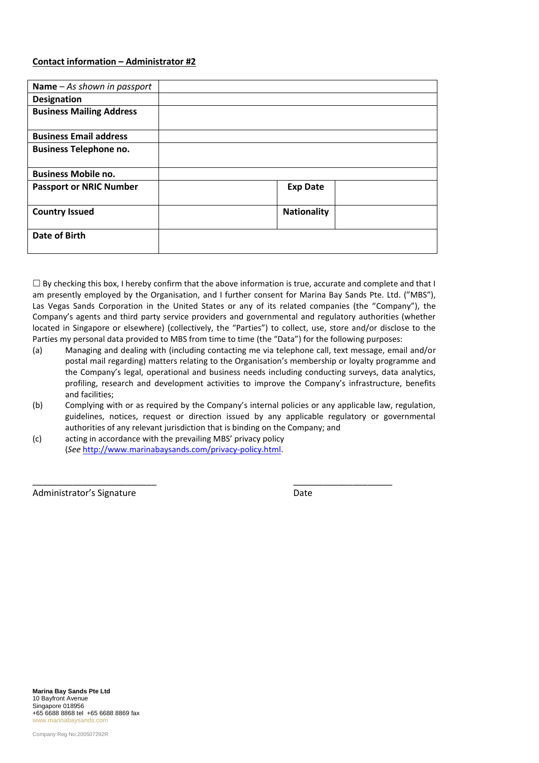**Contact information – Administrator #2**

| **Name** – *As shown in passport* | | | |
|---|---|---|---|
| **Designation** | | | |
| **Business Mailing Address** | | | |
| **Business Email address** | | | |
| **Business Telephone no.** | | | |
| **Business Mobile no.** | | | |
| **Passport or NRIC Number** | | **Exp Date** | |
| **Country Issued** | | **Nationality** | |
| **Date of Birth** | | | |

☐ By checking this box, I hereby confirm that the above information is true, accurate and complete and that I am presently employed by the Organisation, and I further consent for Marina Bay Sands Pte. Ltd. ("MBS"), Las Vegas Sands Corporation in the United States or any of its related companies (the "Company"), the Company's agents and third party service providers and governmental and regulatory authorities (whether located in Singapore or elsewhere) (collectively, the "Parties") to collect, use, store and/or disclose to the Parties my personal data provided to MBS from time to time (the "Data") for the following purposes:

(a) Managing and dealing with (including contacting me via telephone call, text message, email and/or postal mail regarding) matters relating to the Organisation's membership or loyalty programme and the Company's legal, operational and business needs including conducting surveys, data analytics, profiling, research and development activities to improve the Company's infrastructure, benefits and facilities;

(b) Complying with or as required by the Company's internal policies or any applicable law, regulation, guidelines, notices, request or direction issued by any applicable regulatory or governmental authorities of any relevant jurisdiction that is binding on the Company; and

(c) acting in accordance with the prevailing MBS' privacy policy (*See* http://www.marinabaysands.com/privacy-policy.html.

\_\_\_\_\_\_\_\_\_\_\_\_\_\_\_\_\_\_\_\_\_\_\_\_\_\_ &nbsp;&nbsp;&nbsp;&nbsp;&nbsp;&nbsp;&nbsp;&nbsp;&nbsp;&nbsp; \_\_\_\_\_\_\_\_\_\_\_\_\_\_\_\_\_\_\_\_\_\_

Administrator's Signature &nbsp;&nbsp;&nbsp;&nbsp;&nbsp;&nbsp;&nbsp;&nbsp;&nbsp;&nbsp; Date

**Marina Bay Sands Pte Ltd**
10 Bayfront Avenue
Singapore 018956
+65 6688 8868 tel +65 6688 8869 fax
www.marinabaysands.com

Company Reg No:200507292R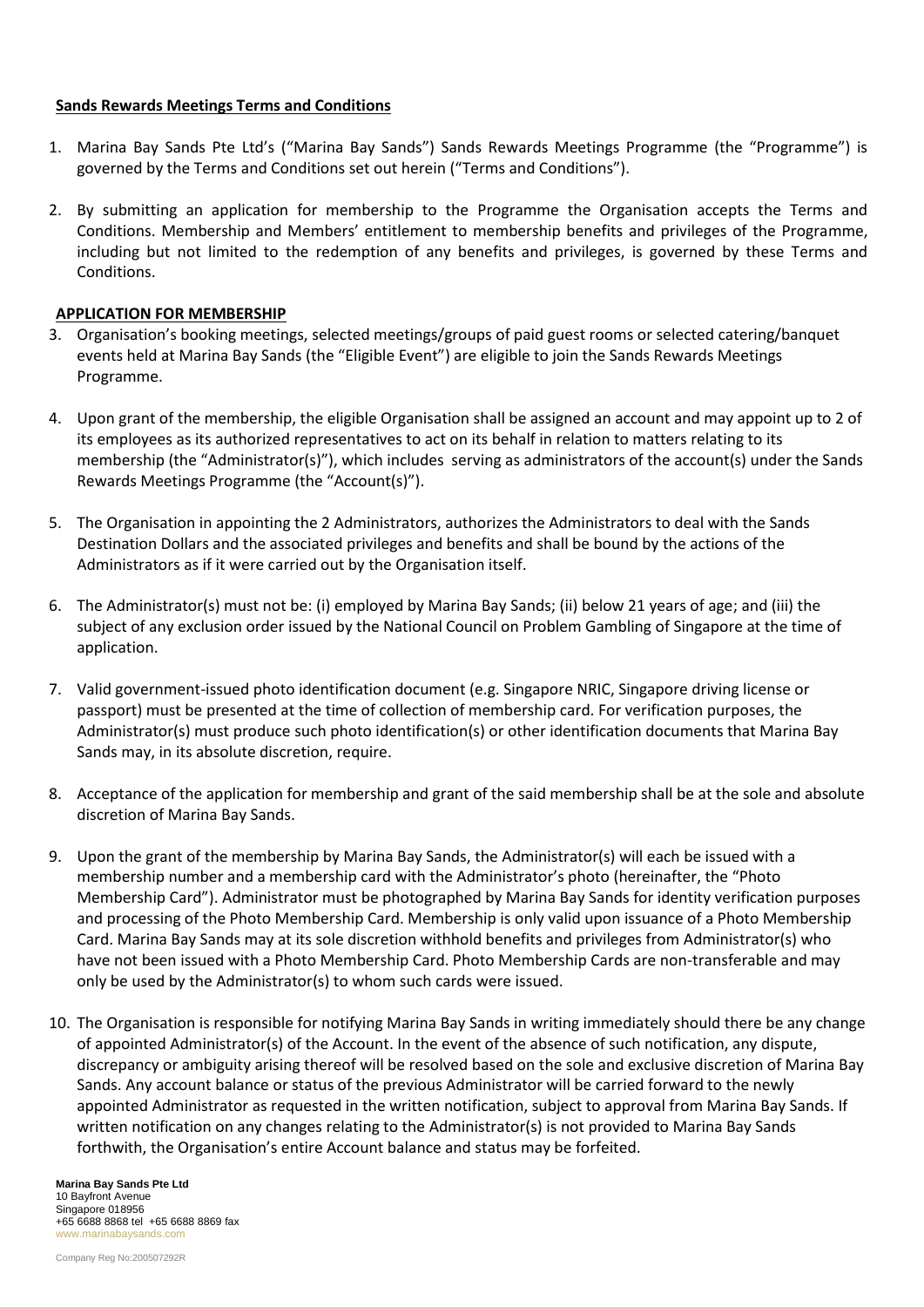**Sands Rewards Meetings Terms and Conditions**

1. Marina Bay Sands Pte Ltd's ("Marina Bay Sands") Sands Rewards Meetings Programme (the "Programme") is governed by the Terms and Conditions set out herein ("Terms and Conditions").

2. By submitting an application for membership to the Programme the Organisation accepts the Terms and Conditions. Membership and Members' entitlement to membership benefits and privileges of the Programme, including but not limited to the redemption of any benefits and privileges, is governed by these Terms and Conditions.

**APPLICATION FOR MEMBERSHIP**

3. Organisation's booking meetings, selected meetings/groups of paid guest rooms or selected catering/banquet events held at Marina Bay Sands (the "Eligible Event") are eligible to join the Sands Rewards Meetings Programme.

4. Upon grant of the membership, the eligible Organisation shall be assigned an account and may appoint up to 2 of its employees as its authorized representatives to act on its behalf in relation to matters relating to its membership (the "Administrator(s)"), which includes serving as administrators of the account(s) under the Sands Rewards Meetings Programme (the "Account(s)").

5. The Organisation in appointing the 2 Administrators, authorizes the Administrators to deal with the Sands Destination Dollars and the associated privileges and benefits and shall be bound by the actions of the Administrators as if it were carried out by the Organisation itself.

6. The Administrator(s) must not be: (i) employed by Marina Bay Sands; (ii) below 21 years of age; and (iii) the subject of any exclusion order issued by the National Council on Problem Gambling of Singapore at the time of application.

7. Valid government-issued photo identification document (e.g. Singapore NRIC, Singapore driving license or passport) must be presented at the time of collection of membership card. For verification purposes, the Administrator(s) must produce such photo identification(s) or other identification documents that Marina Bay Sands may, in its absolute discretion, require.

8. Acceptance of the application for membership and grant of the said membership shall be at the sole and absolute discretion of Marina Bay Sands.

9. Upon the grant of the membership by Marina Bay Sands, the Administrator(s) will each be issued with a membership number and a membership card with the Administrator's photo (hereinafter, the "Photo Membership Card"). Administrator must be photographed by Marina Bay Sands for identity verification purposes and processing of the Photo Membership Card. Membership is only valid upon issuance of a Photo Membership Card. Marina Bay Sands may at its sole discretion withhold benefits and privileges from Administrator(s) who have not been issued with a Photo Membership Card. Photo Membership Cards are non-transferable and may only be used by the Administrator(s) to whom such cards were issued.

10. The Organisation is responsible for notifying Marina Bay Sands in writing immediately should there be any change of appointed Administrator(s) of the Account. In the event of the absence of such notification, any dispute, discrepancy or ambiguity arising thereof will be resolved based on the sole and exclusive discretion of Marina Bay Sands. Any account balance or status of the previous Administrator will be carried forward to the newly appointed Administrator as requested in the written notification, subject to approval from Marina Bay Sands. If written notification on any changes relating to the Administrator(s) is not provided to Marina Bay Sands forthwith, the Organisation's entire Account balance and status may be forfeited.

**Marina Bay Sands Pte Ltd**
10 Bayfront Avenue
Singapore 018956
+65 6688 8868 tel +65 6688 8869 fax
www.marinabaysands.com

Company Reg No:200507292R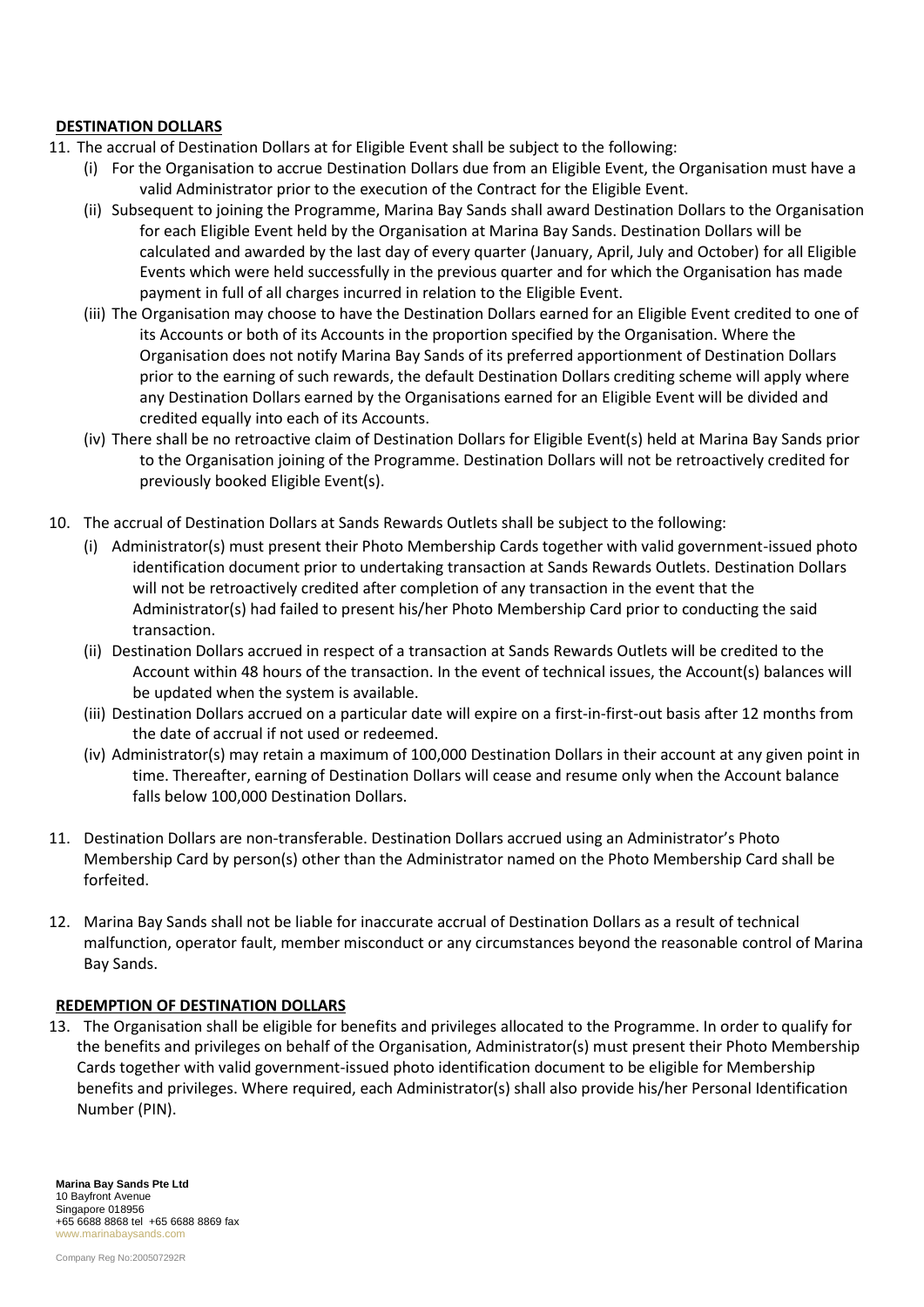## DESTINATION DOLLARS

11. The accrual of Destination Dollars at for Eligible Event shall be subject to the following:
    (i) For the Organisation to accrue Destination Dollars due from an Eligible Event, the Organisation must have a valid Administrator prior to the execution of the Contract for the Eligible Event.
    (ii) Subsequent to joining the Programme, Marina Bay Sands shall award Destination Dollars to the Organisation for each Eligible Event held by the Organisation at Marina Bay Sands. Destination Dollars will be calculated and awarded by the last day of every quarter (January, April, July and October) for all Eligible Events which were held successfully in the previous quarter and for which the Organisation has made payment in full of all charges incurred in relation to the Eligible Event.
    (iii) The Organisation may choose to have the Destination Dollars earned for an Eligible Event credited to one of its Accounts or both of its Accounts in the proportion specified by the Organisation. Where the Organisation does not notify Marina Bay Sands of its preferred apportionment of Destination Dollars prior to the earning of such rewards, the default Destination Dollars crediting scheme will apply where any Destination Dollars earned by the Organisations earned for an Eligible Event will be divided and credited equally into each of its Accounts.
    (iv) There shall be no retroactive claim of Destination Dollars for Eligible Event(s) held at Marina Bay Sands prior to the Organisation joining of the Programme. Destination Dollars will not be retroactively credited for previously booked Eligible Event(s).

10. The accrual of Destination Dollars at Sands Rewards Outlets shall be subject to the following:
    (i) Administrator(s) must present their Photo Membership Cards together with valid government-issued photo identification document prior to undertaking transaction at Sands Rewards Outlets. Destination Dollars will not be retroactively credited after completion of any transaction in the event that the Administrator(s) had failed to present his/her Photo Membership Card prior to conducting the said transaction.
    (ii) Destination Dollars accrued in respect of a transaction at Sands Rewards Outlets will be credited to the Account within 48 hours of the transaction. In the event of technical issues, the Account(s) balances will be updated when the system is available.
    (iii) Destination Dollars accrued on a particular date will expire on a first-in-first-out basis after 12 months from the date of accrual if not used or redeemed.
    (iv) Administrator(s) may retain a maximum of 100,000 Destination Dollars in their account at any given point in time. Thereafter, earning of Destination Dollars will cease and resume only when the Account balance falls below 100,000 Destination Dollars.

11. Destination Dollars are non-transferable. Destination Dollars accrued using an Administrator's Photo Membership Card by person(s) other than the Administrator named on the Photo Membership Card shall be forfeited.

12. Marina Bay Sands shall not be liable for inaccurate accrual of Destination Dollars as a result of technical malfunction, operator fault, member misconduct or any circumstances beyond the reasonable control of Marina Bay Sands.

## REDEMPTION OF DESTINATION DOLLARS

13. The Organisation shall be eligible for benefits and privileges allocated to the Programme. In order to qualify for the benefits and privileges on behalf of the Organisation, Administrator(s) must present their Photo Membership Cards together with valid government-issued photo identification document to be eligible for Membership benefits and privileges. Where required, each Administrator(s) shall also provide his/her Personal Identification Number (PIN).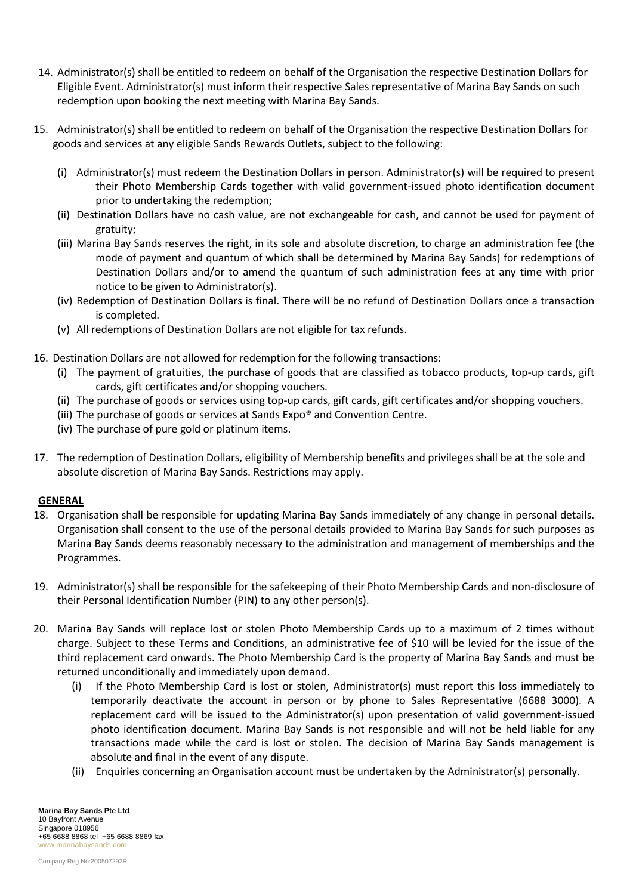14. Administrator(s) shall be entitled to redeem on behalf of the Organisation the respective Destination Dollars for Eligible Event. Administrator(s) must inform their respective Sales representative of Marina Bay Sands on such redemption upon booking the next meeting with Marina Bay Sands.

15. Administrator(s) shall be entitled to redeem on behalf of the Organisation the respective Destination Dollars for goods and services at any eligible Sands Rewards Outlets, subject to the following:

    (i) Administrator(s) must redeem the Destination Dollars in person. Administrator(s) will be required to present their Photo Membership Cards together with valid government-issued photo identification document prior to undertaking the redemption;
    
    (ii) Destination Dollars have no cash value, are not exchangeable for cash, and cannot be used for payment of gratuity;
    
    (iii) Marina Bay Sands reserves the right, in its sole and absolute discretion, to charge an administration fee (the mode of payment and quantum of which shall be determined by Marina Bay Sands) for redemptions of Destination Dollars and/or to amend the quantum of such administration fees at any time with prior notice to be given to Administrator(s).
    
    (iv) Redemption of Destination Dollars is final. There will be no refund of Destination Dollars once a transaction is completed.
    
    (v) All redemptions of Destination Dollars are not eligible for tax refunds.

16. Destination Dollars are not allowed for redemption for the following transactions:

    (i) The payment of gratuities, the purchase of goods that are classified as tobacco products, top-up cards, gift cards, gift certificates and/or shopping vouchers.
    
    (ii) The purchase of goods or services using top-up cards, gift cards, gift certificates and/or shopping vouchers.
    
    (iii) The purchase of goods or services at Sands Expo® and Convention Centre.
    
    (iv) The purchase of pure gold or platinum items.

17. The redemption of Destination Dollars, eligibility of Membership benefits and privileges shall be at the sole and absolute discretion of Marina Bay Sands. Restrictions may apply.

**GENERAL**

18. Organisation shall be responsible for updating Marina Bay Sands immediately of any change in personal details. Organisation shall consent to the use of the personal details provided to Marina Bay Sands for such purposes as Marina Bay Sands deems reasonably necessary to the administration and management of memberships and the Programmes.

19. Administrator(s) shall be responsible for the safekeeping of their Photo Membership Cards and non-disclosure of their Personal Identification Number (PIN) to any other person(s).

20. Marina Bay Sands will replace lost or stolen Photo Membership Cards up to a maximum of 2 times without charge. Subject to these Terms and Conditions, an administrative fee of $10 will be levied for the issue of the third replacement card onwards. The Photo Membership Card is the property of Marina Bay Sands and must be returned unconditionally and immediately upon demand.

    (i) If the Photo Membership Card is lost or stolen, Administrator(s) must report this loss immediately to temporarily deactivate the account in person or by phone to Sales Representative (6688 3000). A replacement card will be issued to the Administrator(s) upon presentation of valid government-issued photo identification document. Marina Bay Sands is not responsible and will not be held liable for any transactions made while the card is lost or stolen. The decision of Marina Bay Sands management is absolute and final in the event of any dispute.
    
    (ii) Enquiries concerning an Organisation account must be undertaken by the Administrator(s) personally.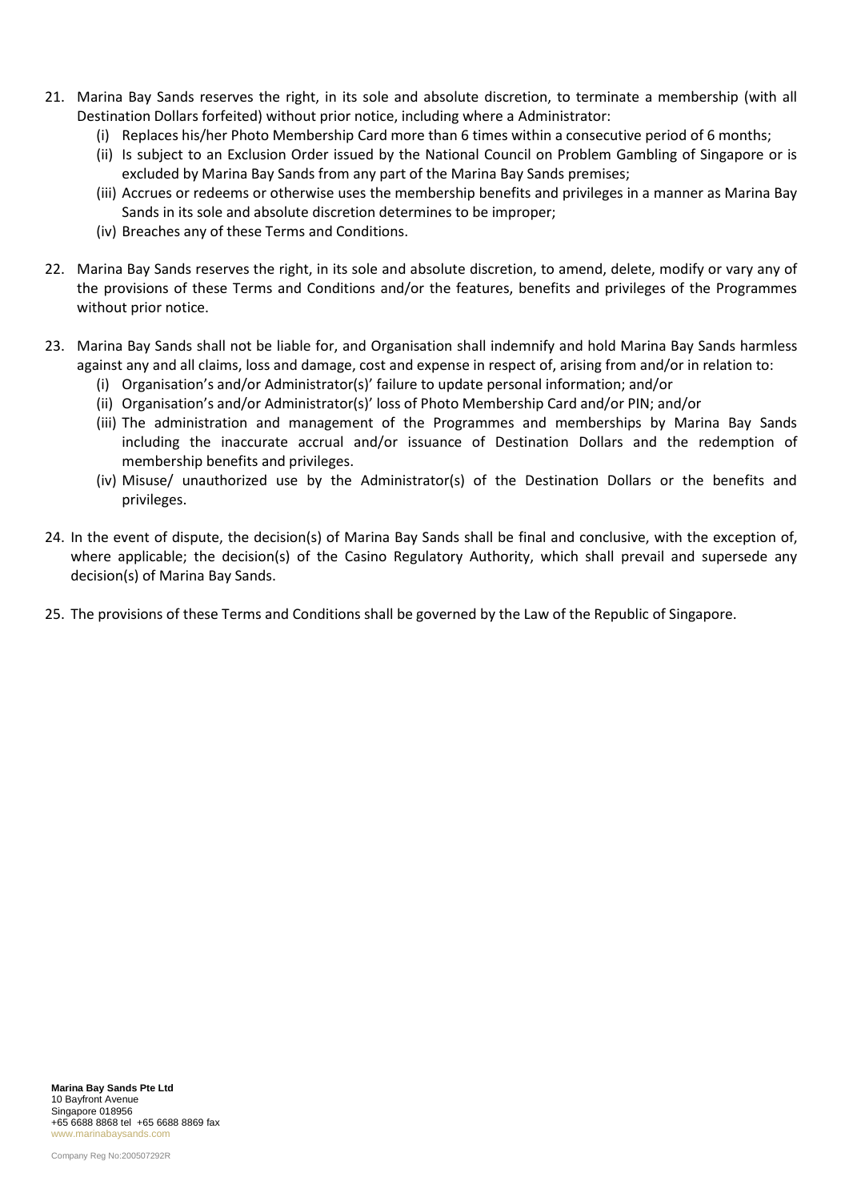21. Marina Bay Sands reserves the right, in its sole and absolute discretion, to terminate a membership (with all Destination Dollars forfeited) without prior notice, including where a Administrator:
    (i) Replaces his/her Photo Membership Card more than 6 times within a consecutive period of 6 months;
    (ii) Is subject to an Exclusion Order issued by the National Council on Problem Gambling of Singapore or is excluded by Marina Bay Sands from any part of the Marina Bay Sands premises;
    (iii) Accrues or redeems or otherwise uses the membership benefits and privileges in a manner as Marina Bay Sands in its sole and absolute discretion determines to be improper;
    (iv) Breaches any of these Terms and Conditions.

22. Marina Bay Sands reserves the right, in its sole and absolute discretion, to amend, delete, modify or vary any of the provisions of these Terms and Conditions and/or the features, benefits and privileges of the Programmes without prior notice.

23. Marina Bay Sands shall not be liable for, and Organisation shall indemnify and hold Marina Bay Sands harmless against any and all claims, loss and damage, cost and expense in respect of, arising from and/or in relation to:
    (i) Organisation's and/or Administrator(s)' failure to update personal information; and/or
    (ii) Organisation's and/or Administrator(s)' loss of Photo Membership Card and/or PIN; and/or
    (iii) The administration and management of the Programmes and memberships by Marina Bay Sands including the inaccurate accrual and/or issuance of Destination Dollars and the redemption of membership benefits and privileges.
    (iv) Misuse/ unauthorized use by the Administrator(s) of the Destination Dollars or the benefits and privileges.

24. In the event of dispute, the decision(s) of Marina Bay Sands shall be final and conclusive, with the exception of, where applicable; the decision(s) of the Casino Regulatory Authority, which shall prevail and supersede any decision(s) of Marina Bay Sands.

25. The provisions of these Terms and Conditions shall be governed by the Law of the Republic of Singapore.

**Marina Bay Sands Pte Ltd**
10 Bayfront Avenue
Singapore 018956
+65 6688 8868 tel +65 6688 8869 fax
www.marinabaysands.com

Company Reg No:200507292R